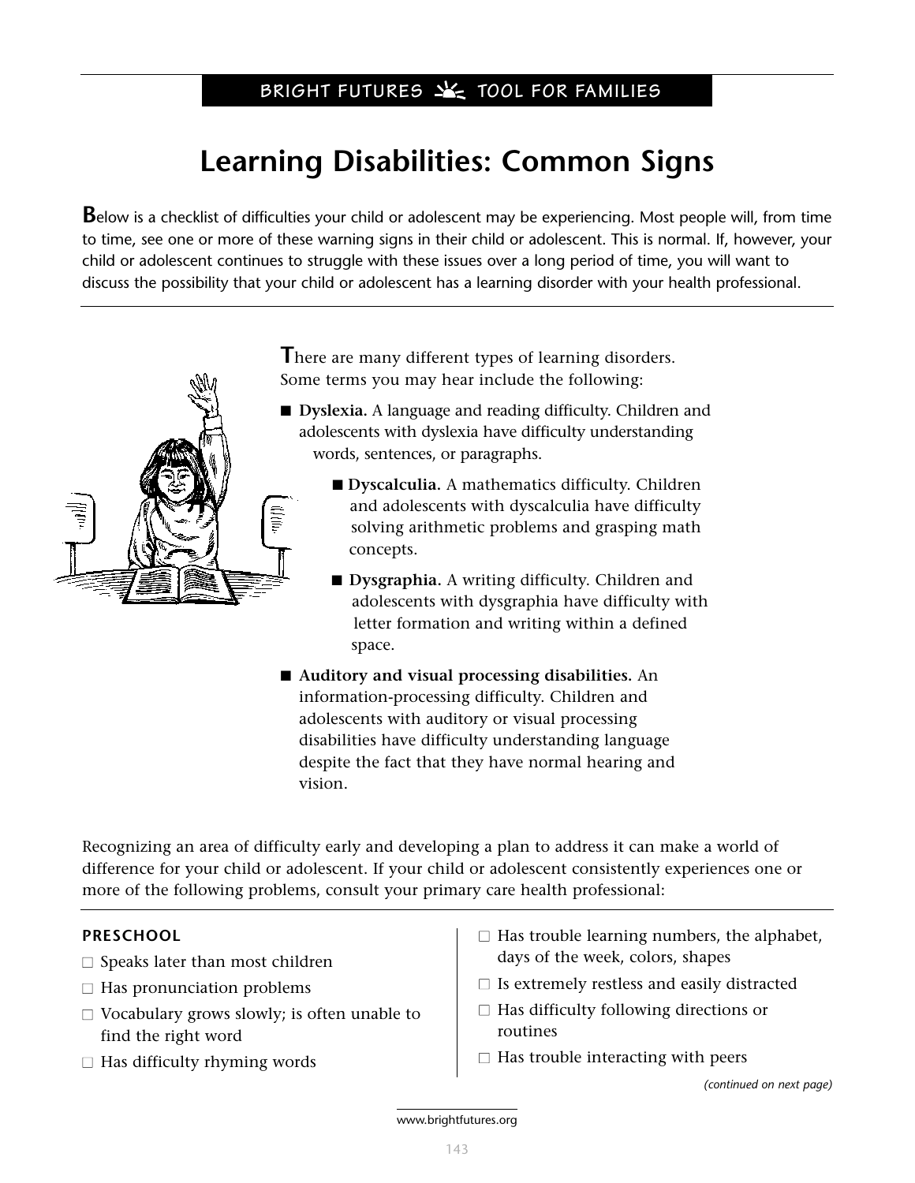BRIGHT FUTURES TOOL FOR FAMILIES

# Learning Disabilities: Common Signs

**B**elow is a checklist of difficulties your child or adolescent may be experiencing. Most people will, from time to time, see one or more of these warning signs in their child or adolescent. This is normal. If, however, your child or adolescent continues to struggle with these issues over a long period of time, you will want to discuss the possibility that your child or adolescent has a learning disorder with your health professional.

**T**here are many different types of learning disorders. Some terms you may hear include the following:

- **Dyslexia.** A language and reading difficulty. Children and adolescents with dyslexia have difficulty understanding words, sentences, or paragraphs.
- **Dyscalculia.** A mathematics difficulty. Children and adolescents with dyscalculia have difficulty solving arithmetic problems and grasping math concepts.
- **Dysgraphia.** A writing difficulty. Children and adolescents with dysgraphia have difficulty with letter formation and writing within a defined space.
- **Auditory and visual processing disabilities.** An information-processing difficulty. Children and adolescents with auditory or visual processing disabilities have difficulty understanding language despite the fact that they have normal hearing and vision.

Recognizing an area of difficulty early and developing a plan to address it can make a world of difference for your child or adolescent. If your child or adolescent consistently experiences one or more of the following problems, consult your primary care health professional:

### PRESCHOOL

- ☐ Speaks later than most children
- ☐ Has pronunciation problems
- ☐ Vocabulary grows slowly; is often unable to find the right word
- ☐ Has difficulty rhyming words
- ☐ Has trouble learning numbers, the alphabet, days of the week, colors, shapes
- ☐ Is extremely restless and easily distracted
- ☐ Has difficulty following directions or routines
- ☐ Has trouble interacting with peers

*(continued on next page)*

www.brightfutures.org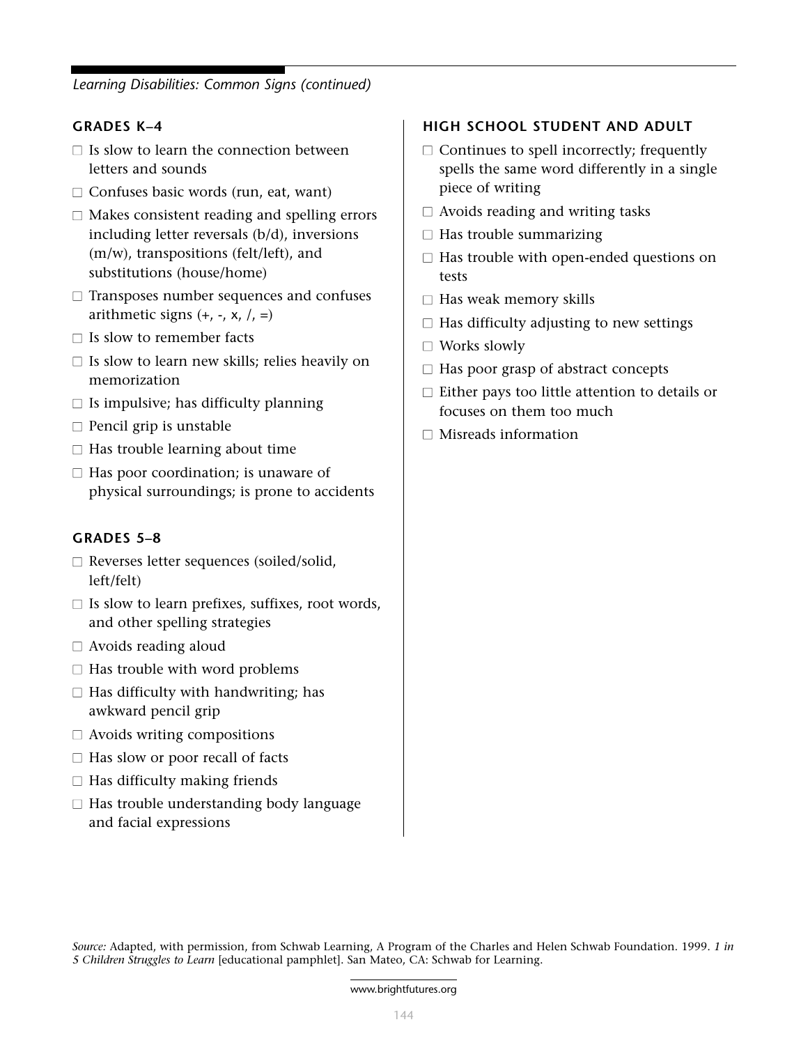*Learning Disabilities: Common Signs (continued)*

### GRADES K–4

- ☐ Is slow to learn the connection between letters and sounds
- ☐ Confuses basic words (run, eat, want)
- ☐ Makes consistent reading and spelling errors including letter reversals (b/d), inversions (m/w), transpositions (felt/left), and substitutions (house/home)
- ☐ Transposes number sequences and confuses arithmetic signs (+, -, x, /, =)
- ☐ Is slow to remember facts
- ☐ Is slow to learn new skills; relies heavily on memorization
- ☐ Is impulsive; has difficulty planning
- ☐ Pencil grip is unstable
- ☐ Has trouble learning about time
- ☐ Has poor coordination; is unaware of physical surroundings; is prone to accidents

### GRADES 5–8

- ☐ Reverses letter sequences (soiled/solid, left/felt)
- ☐ Is slow to learn prefixes, suffixes, root words, and other spelling strategies
- ☐ Avoids reading aloud
- ☐ Has trouble with word problems
- ☐ Has difficulty with handwriting; has awkward pencil grip
- ☐ Avoids writing compositions
- ☐ Has slow or poor recall of facts
- ☐ Has difficulty making friends
- ☐ Has trouble understanding body language and facial expressions

### HIGH SCHOOL STUDENT AND ADULT

- ☐ Continues to spell incorrectly; frequently spells the same word differently in a single piece of writing
- ☐ Avoids reading and writing tasks
- ☐ Has trouble summarizing
- ☐ Has trouble with open-ended questions on tests
- ☐ Has weak memory skills
- ☐ Has difficulty adjusting to new settings
- ☐ Works slowly
- ☐ Has poor grasp of abstract concepts
- ☐ Either pays too little attention to details or focuses on them too much
- ☐ Misreads information

*Source:* Adapted, with permission, from Schwab Learning, A Program of the Charles and Helen Schwab Foundation. 1999. *1 in 5 Children Struggles to Learn* [educational pamphlet]. San Mateo, CA: Schwab for Learning.

www.brightfutures.org